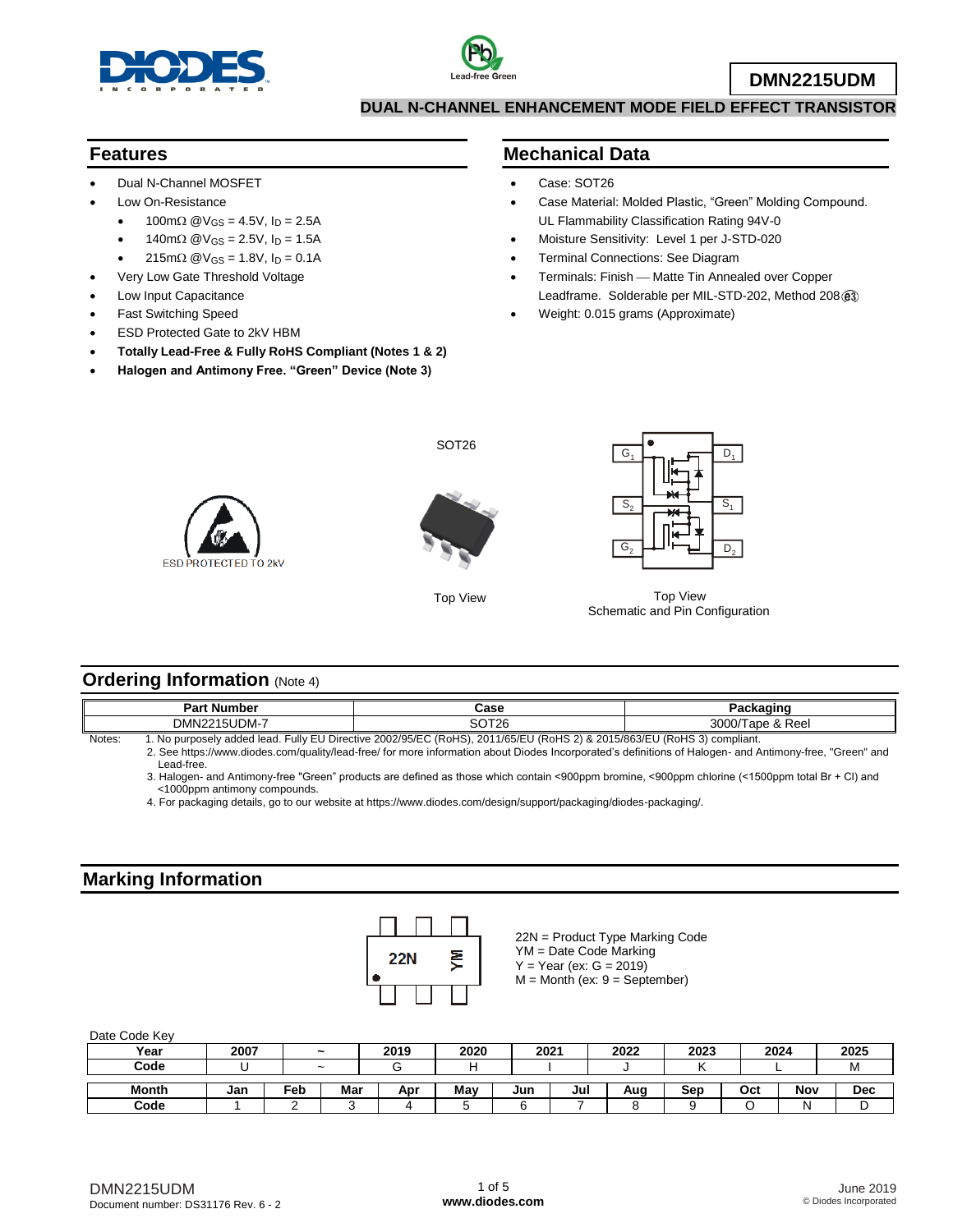# DMN2215UDM

## DUAL N-CHANNEL ENHANCEMENT MODE FIELD EFFECT TRANSISTOR

## Features

- Dual N-Channel MOSFET
- Low On-Resistance
  - 100mΩ @$V_{GS}$ = 4.5V, $I_D$ = 2.5A
  - 140mΩ @$V_{GS}$ = 2.5V, $I_D$ = 1.5A
  - 215mΩ @$V_{GS}$ = 1.8V, $I_D$ = 0.1A
- Very Low Gate Threshold Voltage
- Low Input Capacitance
- Fast Switching Speed
- ESD Protected Gate to 2kV HBM
- **Totally Lead-Free & Fully RoHS Compliant (Notes 1 & 2)**
- **Halogen and Antimony Free. "Green" Device (Note 3)**

## Mechanical Data

- Case: SOT26
- Case Material: Molded Plastic, "Green" Molding Compound. UL Flammability Classification Rating 94V-0
- Moisture Sensitivity: Level 1 per J-STD-020
- Terminal Connections: See Diagram
- Terminals: Finish — Matte Tin Annealed over Copper Leadframe. Solderable per MIL-STD-202, Method 208 (e3)
- Weight: 0.015 grams (Approximate)

ESD PROTECTED TO 2kV

SOT26

Top View

Top View
Schematic and Pin Configuration

## Ordering Information (Note 4)

| Part Number | Case | Packaging |
|---|---|---|
| DMN2215UDM-7 | SOT26 | 3000/Tape & Reel |

Notes:
1. No purposely added lead. Fully EU Directive 2002/95/EC (RoHS), 2011/65/EU (RoHS 2) & 2015/863/EU (RoHS 3) compliant.
2. See https://www.diodes.com/quality/lead-free/ for more information about Diodes Incorporated's definitions of Halogen- and Antimony-free, "Green" and Lead-free.
3. Halogen- and Antimony-free "Green" products are defined as those which contain <900ppm bromine, <900ppm chlorine (<1500ppm total Br + Cl) and <1000ppm antimony compounds.
4. For packaging details, go to our website at https://www.diodes.com/design/support/packaging/diodes-packaging/.

## Marking Information

22N = Product Type Marking Code
YM = Date Code Marking
Y = Year (ex: G = 2019)
M = Month (ex: 9 = September)

Date Code Key

| Year | 2007 | ~ | 2019 | 2020 | 2021 | 2022 | 2023 | 2024 | 2025 |
|---|---|---|---|---|---|---|---|---|---|
| Code | U | ~ | G | H | I | J | K | L | M |

| Month | Jan | Feb | Mar | Apr | May | Jun | Jul | Aug | Sep | Oct | Nov | Dec |
|---|---|---|---|---|---|---|---|---|---|---|---|---|
| Code | 1 | 2 | 3 | 4 | 5 | 6 | 7 | 8 | 9 | O | N | D |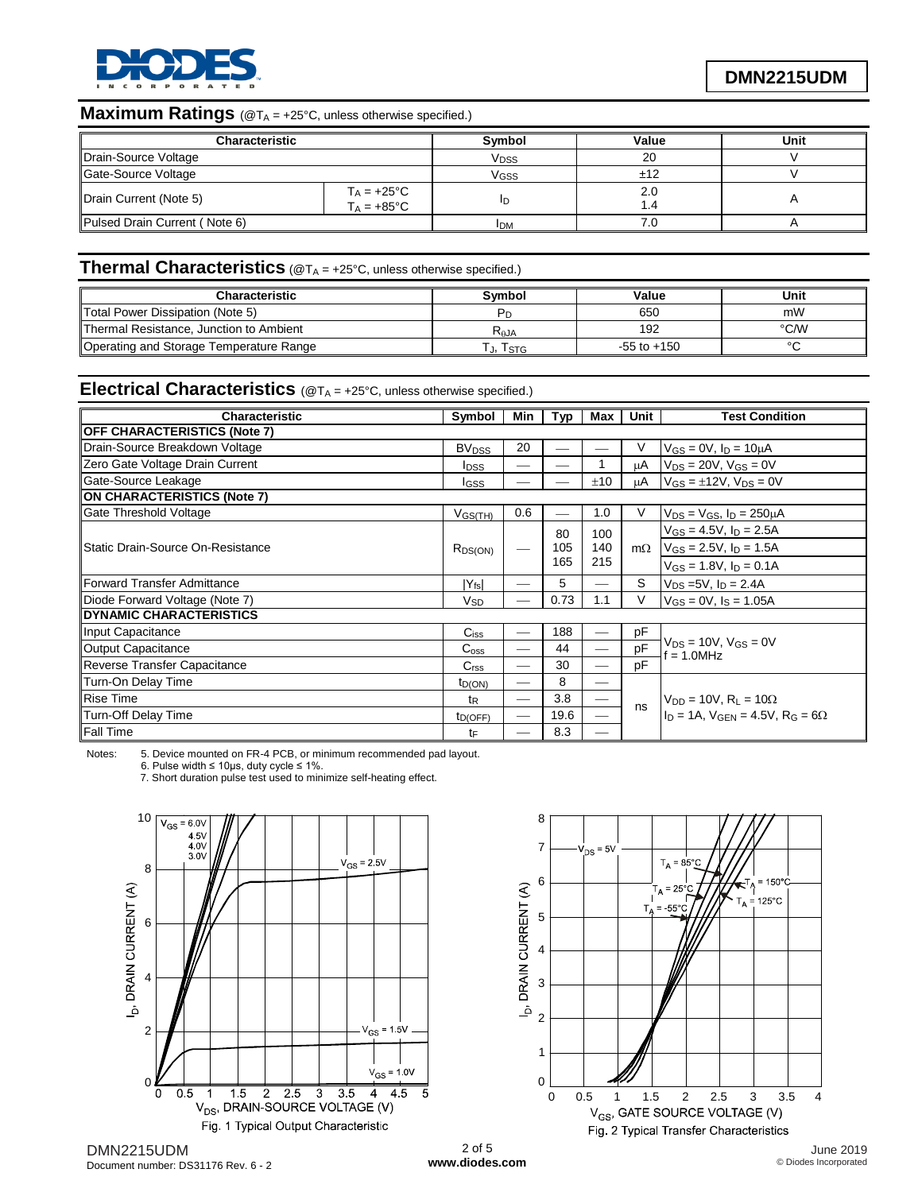## Maximum Ratings (@$T_A$ = +25°C, unless otherwise specified.)

| Characteristic | | Symbol | Value | Unit |
|---|---|---|---|---|
| Drain-Source Voltage | | $V_{DSS}$ | 20 | V |
| Gate-Source Voltage | | $V_{GSS}$ | ±12 | V |
| Drain Current (Note 5) | $T_A$ = +25°C<br>$T_A$ = +85°C | $I_D$ | 2.0<br>1.4 | A |
| Pulsed Drain Current ( Note 6) | | $I_{DM}$ | 7.0 | A |

## Thermal Characteristics (@$T_A$ = +25°C, unless otherwise specified.)

| Characteristic | Symbol | Value | Unit |
|---|---|---|---|
| Total Power Dissipation (Note 5) | $P_D$ | 650 | mW |
| Thermal Resistance, Junction to Ambient | $R_{\theta JA}$ | 192 | °C/W |
| Operating and Storage Temperature Range | $T_J$, $T_{STG}$ | -55 to +150 | °C |

## Electrical Characteristics (@$T_A$ = +25°C, unless otherwise specified.)

| Characteristic | Symbol | Min | Typ | Max | Unit | Test Condition |
|---|---|---|---|---|---|---|
| **OFF CHARACTERISTICS (Note 7)** | | | | | | |
| Drain-Source Breakdown Voltage | $BV_{DSS}$ | 20 | — | — | V | $V_{GS}$ = 0V, $I_D$ = 10μA |
| Zero Gate Voltage Drain Current | $I_{DSS}$ | — | — | 1 | μA | $V_{DS}$ = 20V, $V_{GS}$ = 0V |
| Gate-Source Leakage | $I_{GSS}$ | — | — | ±10 | μA | $V_{GS}$ = ±12V, $V_{DS}$ = 0V |
| **ON CHARACTERISTICS (Note 7)** | | | | | | |
| Gate Threshold Voltage | $V_{GS(TH)}$ | 0.6 | — | 1.0 | V | $V_{DS}$ = $V_{GS}$, $I_D$ = 250μA |
| Static Drain-Source On-Resistance | $R_{DS(ON)}$ | — | 80<br>105<br>165 | 100<br>140<br>215 | mΩ | $V_{GS}$ = 4.5V, $I_D$ = 2.5A<br>$V_{GS}$ = 2.5V, $I_D$ = 1.5A<br>$V_{GS}$ = 1.8V, $I_D$ = 0.1A |
| Forward Transfer Admittance | $\|Y_{fs}\|$ | — | 5 | — | S | $V_{DS}$ =5V, $I_D$ = 2.4A |
| Diode Forward Voltage (Note 7) | $V_{SD}$ | — | 0.73 | 1.1 | V | $V_{GS}$ = 0V, $I_S$ = 1.05A |
| **DYNAMIC CHARACTERISTICS** | | | | | | |
| Input Capacitance | $C_{iss}$ | — | 188 | — | pF | $V_{DS}$ = 10V, $V_{GS}$ = 0V<br>f = 1.0MHz |
| Output Capacitance | $C_{oss}$ | — | 44 | — | pF | |
| Reverse Transfer Capacitance | $C_{rss}$ | — | 30 | — | pF | |
| Turn-On Delay Time | $t_{D(ON)}$ | — | 8 | — | ns | $V_{DD}$ = 10V, $R_L$ = 10Ω<br>$I_D$ = 1A, $V_{GEN}$ = 4.5V, $R_G$ = 6Ω |
| Rise Time | $t_R$ | — | 3.8 | — | | |
| Turn-Off Delay Time | $t_{D(OFF)}$ | — | 19.6 | — | | |
| Fall Time | $t_F$ | — | 8.3 | — | | |

Notes:
5. Device mounted on FR-4 PCB, or minimum recommended pad layout.
6. Pulse width ≤ 10μs, duty cycle ≤ 1%.
7. Short duration pulse test used to minimize self-heating effect.

Fig. 1 Typical Output Characteristic

Fig. 2 Typical Transfer Characteristics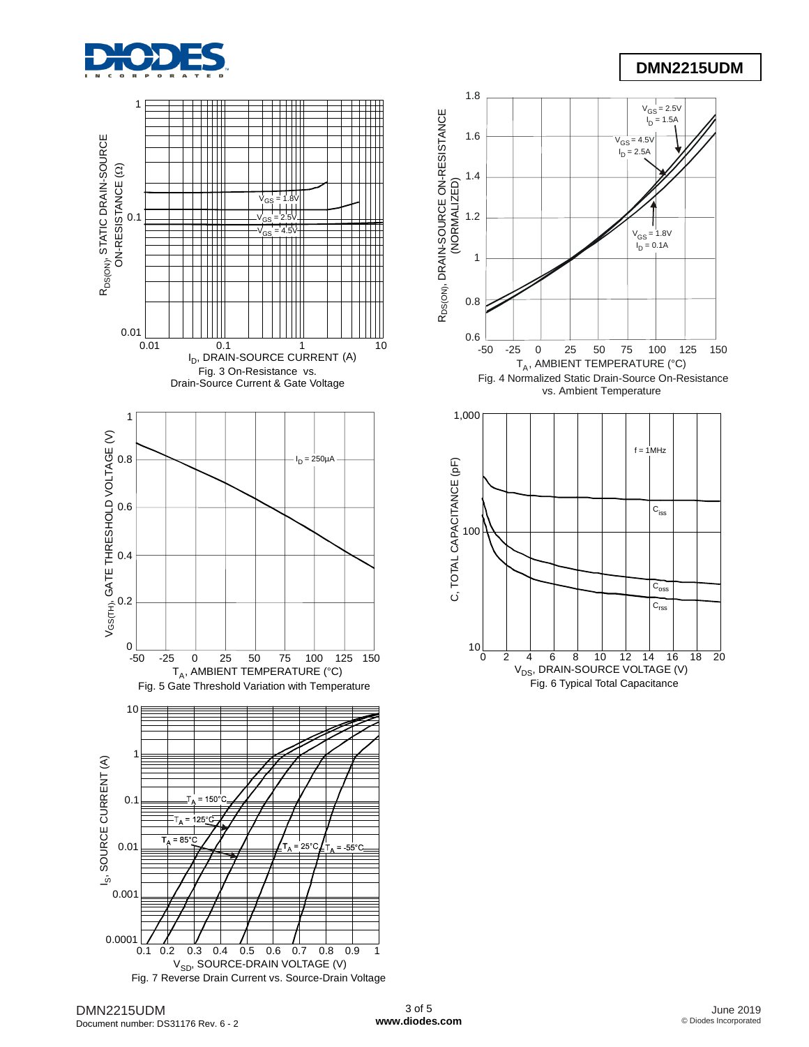Fig. 3 On-Resistance vs. Drain-Source Current & Gate Voltage

Fig. 4 Normalized Static Drain-Source On-Resistance vs. Ambient Temperature

Fig. 5 Gate Threshold Variation with Temperature

Fig. 6 Typical Total Capacitance

Fig. 7 Reverse Drain Current vs. Source-Drain Voltage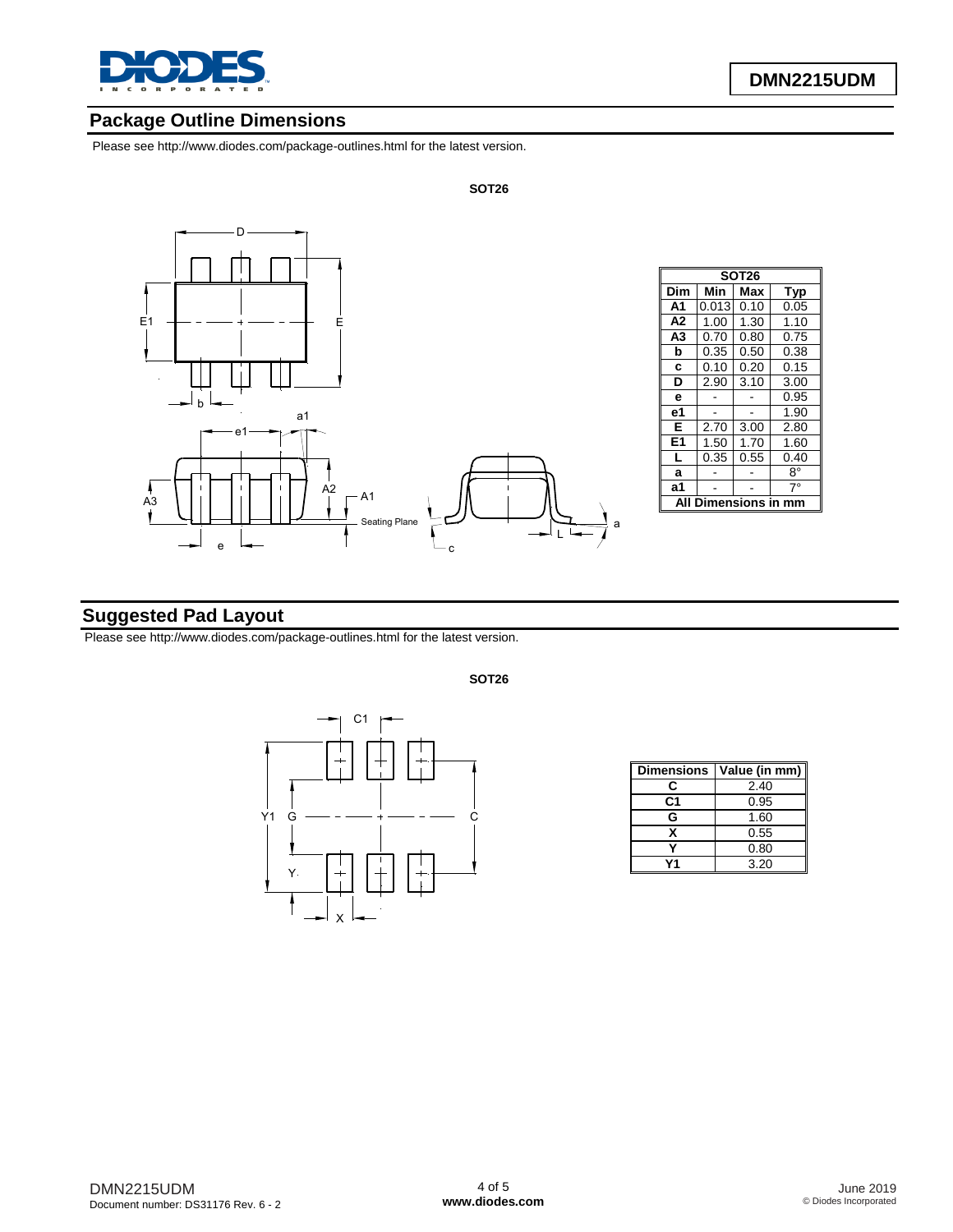## Package Outline Dimensions

Please see http://www.diodes.com/package-outlines.html for the latest version.

**SOT26**

| SOT26 | | | |
|---|---|---|---|
| **Dim** | **Min** | **Max** | **Typ** |
| **A1** | 0.013 | 0.10 | 0.05 |
| **A2** | 1.00 | 1.30 | 1.10 |
| **A3** | 0.70 | 0.80 | 0.75 |
| **b** | 0.35 | 0.50 | 0.38 |
| **c** | 0.10 | 0.20 | 0.15 |
| **D** | 2.90 | 3.10 | 3.00 |
| **e** | - | - | 0.95 |
| **e1** | - | - | 1.90 |
| **E** | 2.70 | 3.00 | 2.80 |
| **E1** | 1.50 | 1.70 | 1.60 |
| **L** | 0.35 | 0.55 | 0.40 |
| **a** | - | - | 8° |
| **a1** | - | - | 7° |
| **All Dimensions in mm** | | | |

## Suggested Pad Layout

Please see http://www.diodes.com/package-outlines.html for the latest version.

**SOT26**

| Dimensions | Value (in mm) |
|---|---|
| **C** | 2.40 |
| **C1** | 0.95 |
| **G** | 1.60 |
| **X** | 0.55 |
| **Y** | 0.80 |
| **Y1** | 3.20 |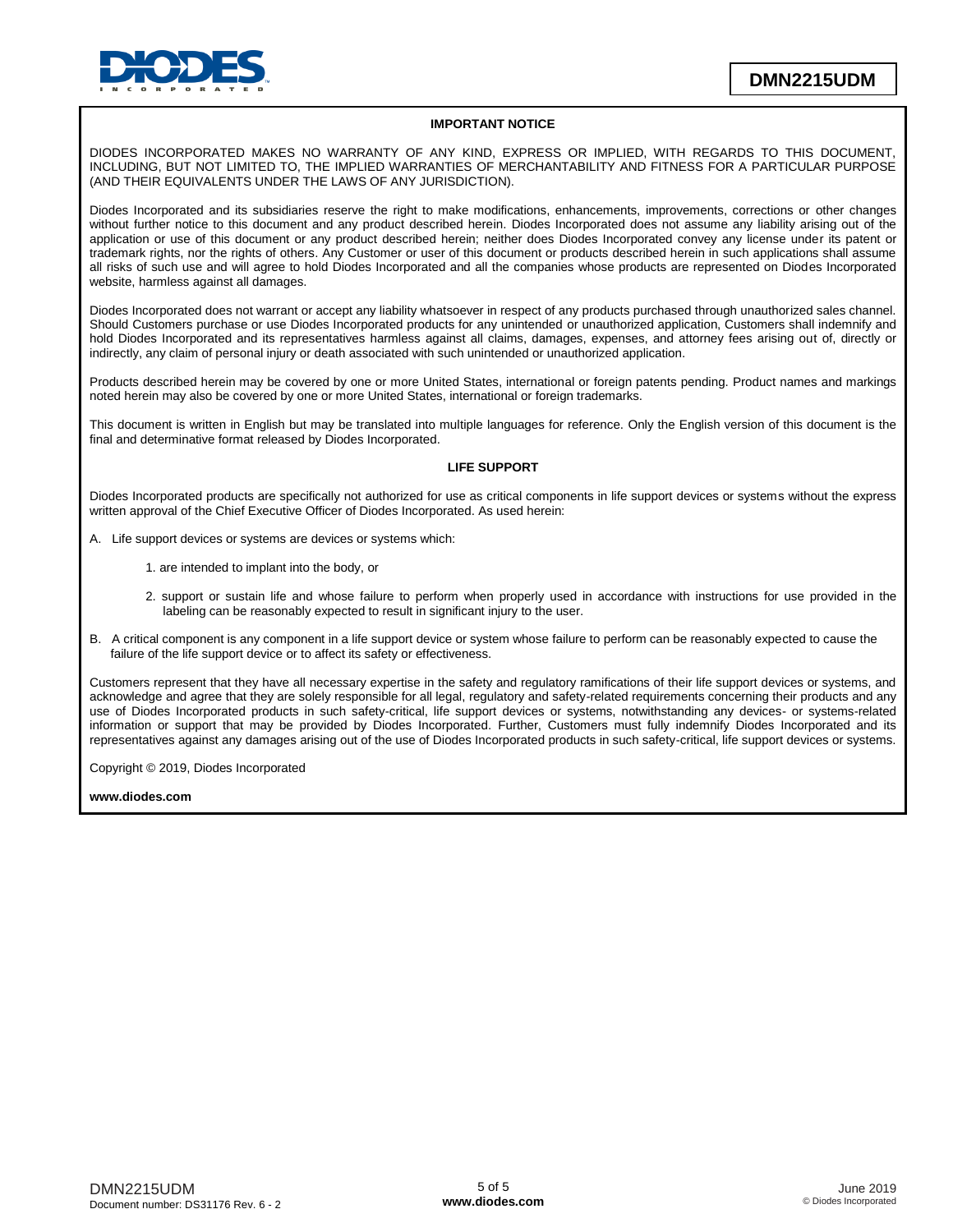## IMPORTANT NOTICE

DIODES INCORPORATED MAKES NO WARRANTY OF ANY KIND, EXPRESS OR IMPLIED, WITH REGARDS TO THIS DOCUMENT, INCLUDING, BUT NOT LIMITED TO, THE IMPLIED WARRANTIES OF MERCHANTABILITY AND FITNESS FOR A PARTICULAR PURPOSE (AND THEIR EQUIVALENTS UNDER THE LAWS OF ANY JURISDICTION).

Diodes Incorporated and its subsidiaries reserve the right to make modifications, enhancements, improvements, corrections or other changes without further notice to this document and any product described herein. Diodes Incorporated does not assume any liability arising out of the application or use of this document or any product described herein; neither does Diodes Incorporated convey any license under its patent or trademark rights, nor the rights of others. Any Customer or user of this document or products described herein in such applications shall assume all risks of such use and will agree to hold Diodes Incorporated and all the companies whose products are represented on Diodes Incorporated website, harmless against all damages.

Diodes Incorporated does not warrant or accept any liability whatsoever in respect of any products purchased through unauthorized sales channel. Should Customers purchase or use Diodes Incorporated products for any unintended or unauthorized application, Customers shall indemnify and hold Diodes Incorporated and its representatives harmless against all claims, damages, expenses, and attorney fees arising out of, directly or indirectly, any claim of personal injury or death associated with such unintended or unauthorized application.

Products described herein may be covered by one or more United States, international or foreign patents pending. Product names and markings noted herein may also be covered by one or more United States, international or foreign trademarks.

This document is written in English but may be translated into multiple languages for reference. Only the English version of this document is the final and determinative format released by Diodes Incorporated.

## LIFE SUPPORT

Diodes Incorporated products are specifically not authorized for use as critical components in life support devices or systems without the express written approval of the Chief Executive Officer of Diodes Incorporated. As used herein:

A. Life support devices or systems are devices or systems which:

1. are intended to implant into the body, or
2. support or sustain life and whose failure to perform when properly used in accordance with instructions for use provided in the labeling can be reasonably expected to result in significant injury to the user.

B. A critical component is any component in a life support device or system whose failure to perform can be reasonably expected to cause the failure of the life support device or to affect its safety or effectiveness.

Customers represent that they have all necessary expertise in the safety and regulatory ramifications of their life support devices or systems, and acknowledge and agree that they are solely responsible for all legal, regulatory and safety-related requirements concerning their products and any use of Diodes Incorporated products in such safety-critical, life support devices or systems, notwithstanding any devices- or systems-related information or support that may be provided by Diodes Incorporated. Further, Customers must fully indemnify Diodes Incorporated and its representatives against any damages arising out of the use of Diodes Incorporated products in such safety-critical, life support devices or systems.

Copyright © 2019, Diodes Incorporated

**www.diodes.com**